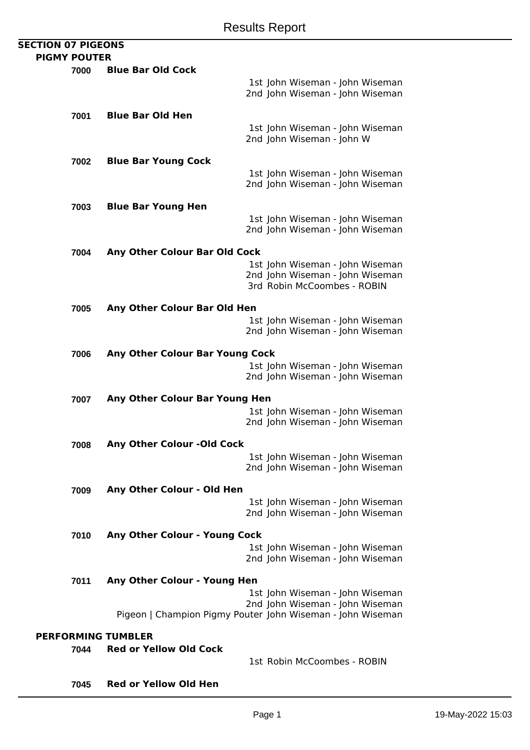# Results Report

## SECTION 07 PIGEONS

### PIGMY POUTER

**7000 Blue Bar Old Cock**

1st John Wiseman - John Wiseman
2nd John Wiseman - John Wiseman

**7001 Blue Bar Old Hen**

1st John Wiseman - John Wiseman
2nd John Wiseman - John W

**7002 Blue Bar Young Cock**

1st John Wiseman - John Wiseman
2nd John Wiseman - John Wiseman

**7003 Blue Bar Young Hen**

1st John Wiseman - John Wiseman
2nd John Wiseman - John Wiseman

**7004 Any Other Colour Bar Old Cock**

1st John Wiseman - John Wiseman
2nd John Wiseman - John Wiseman
3rd Robin McCoombes - ROBIN

**7005 Any Other Colour Bar Old Hen**

1st John Wiseman - John Wiseman
2nd John Wiseman - John Wiseman

**7006 Any Other Colour Bar Young Cock**

1st John Wiseman - John Wiseman
2nd John Wiseman - John Wiseman

**7007 Any Other Colour Bar Young Hen**

1st John Wiseman - John Wiseman
2nd John Wiseman - John Wiseman

**7008 Any Other Colour -Old Cock**

1st John Wiseman - John Wiseman
2nd John Wiseman - John Wiseman

**7009 Any Other Colour - Old Hen**

1st John Wiseman - John Wiseman
2nd John Wiseman - John Wiseman

**7010 Any Other Colour - Young Cock**

1st John Wiseman - John Wiseman
2nd John Wiseman - John Wiseman

**7011 Any Other Colour - Young Hen**

1st John Wiseman - John Wiseman
2nd John Wiseman - John Wiseman
Pigeon | Champion Pigmy Pouter John Wiseman - John Wiseman

### PERFORMING TUMBLER

**7044 Red or Yellow Old Cock**

1st Robin McCoombes - ROBIN

**7045 Red or Yellow Old Hen**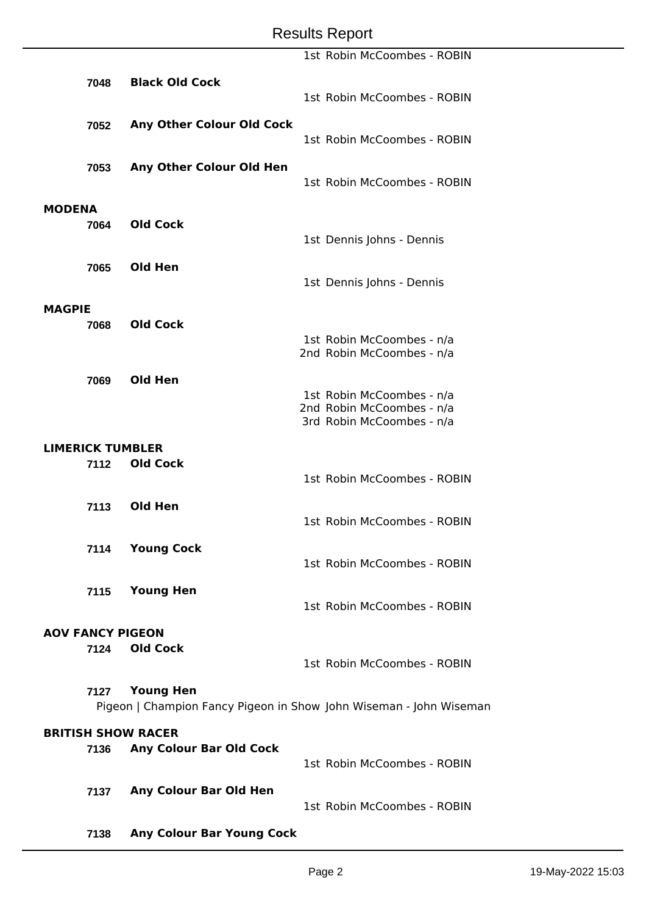1st Robin McCoombes - ROBIN

**7048** **Black Old Cock**

1st Robin McCoombes - ROBIN

**7052** **Any Other Colour Old Cock**

1st Robin McCoombes - ROBIN

**7053** **Any Other Colour Old Hen**

1st Robin McCoombes - ROBIN

## MODENA

**7064** **Old Cock**

1st Dennis Johns - Dennis

**7065** **Old Hen**

1st Dennis Johns - Dennis

## MAGPIE

**7068** **Old Cock**

1st Robin McCoombes - n/a
2nd Robin McCoombes - n/a

**7069** **Old Hen**

1st Robin McCoombes - n/a
2nd Robin McCoombes - n/a
3rd Robin McCoombes - n/a

## LIMERICK TUMBLER

**7112** **Old Cock**

1st Robin McCoombes - ROBIN

**7113** **Old Hen**

1st Robin McCoombes - ROBIN

**7114** **Young Cock**

1st Robin McCoombes - ROBIN

**7115** **Young Hen**

1st Robin McCoombes - ROBIN

## AOV FANCY PIGEON

**7124** **Old Cock**

1st Robin McCoombes - ROBIN

**7127** **Young Hen**

Pigeon | Champion Fancy Pigeon in Show John Wiseman - John Wiseman

## BRITISH SHOW RACER

**7136** **Any Colour Bar Old Cock**

1st Robin McCoombes - ROBIN

**7137** **Any Colour Bar Old Hen**

1st Robin McCoombes - ROBIN

**7138** **Any Colour Bar Young Cock**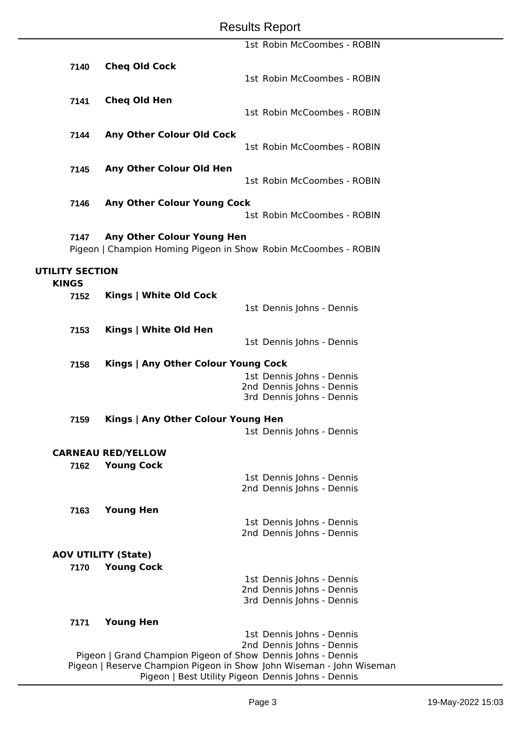1st Robin McCoombes - ROBIN

**7140** **Cheq Old Cock**

1st Robin McCoombes - ROBIN

**7141** **Cheq Old Hen**

1st Robin McCoombes - ROBIN

**7144** **Any Other Colour Old Cock**

1st Robin McCoombes - ROBIN

**7145** **Any Other Colour Old Hen**

1st Robin McCoombes - ROBIN

**7146** **Any Other Colour Young Cock**

1st Robin McCoombes - ROBIN

**7147** **Any Other Colour Young Hen**

Pigeon | Champion Homing Pigeon in Show Robin McCoombes - ROBIN

## UTILITY SECTION

### KINGS

**7152** **Kings | White Old Cock**

1st Dennis Johns - Dennis

**7153** **Kings | White Old Hen**

1st Dennis Johns - Dennis

**7158** **Kings | Any Other Colour Young Cock**

1st Dennis Johns - Dennis
2nd Dennis Johns - Dennis
3rd Dennis Johns - Dennis

**7159** **Kings | Any Other Colour Young Hen**

1st Dennis Johns - Dennis

### CARNEAU RED/YELLOW

**7162** **Young Cock**

1st Dennis Johns - Dennis
2nd Dennis Johns - Dennis

**7163** **Young Hen**

1st Dennis Johns - Dennis
2nd Dennis Johns - Dennis

### AOV UTILITY (State)

**7170** **Young Cock**

1st Dennis Johns - Dennis
2nd Dennis Johns - Dennis
3rd Dennis Johns - Dennis

**7171** **Young Hen**

1st Dennis Johns - Dennis
2nd Dennis Johns - Dennis
Pigeon | Grand Champion Pigeon of Show Dennis Johns - Dennis
Pigeon | Reserve Champion Pigeon in Show John Wiseman - John Wiseman
Pigeon | Best Utility Pigeon Dennis Johns - Dennis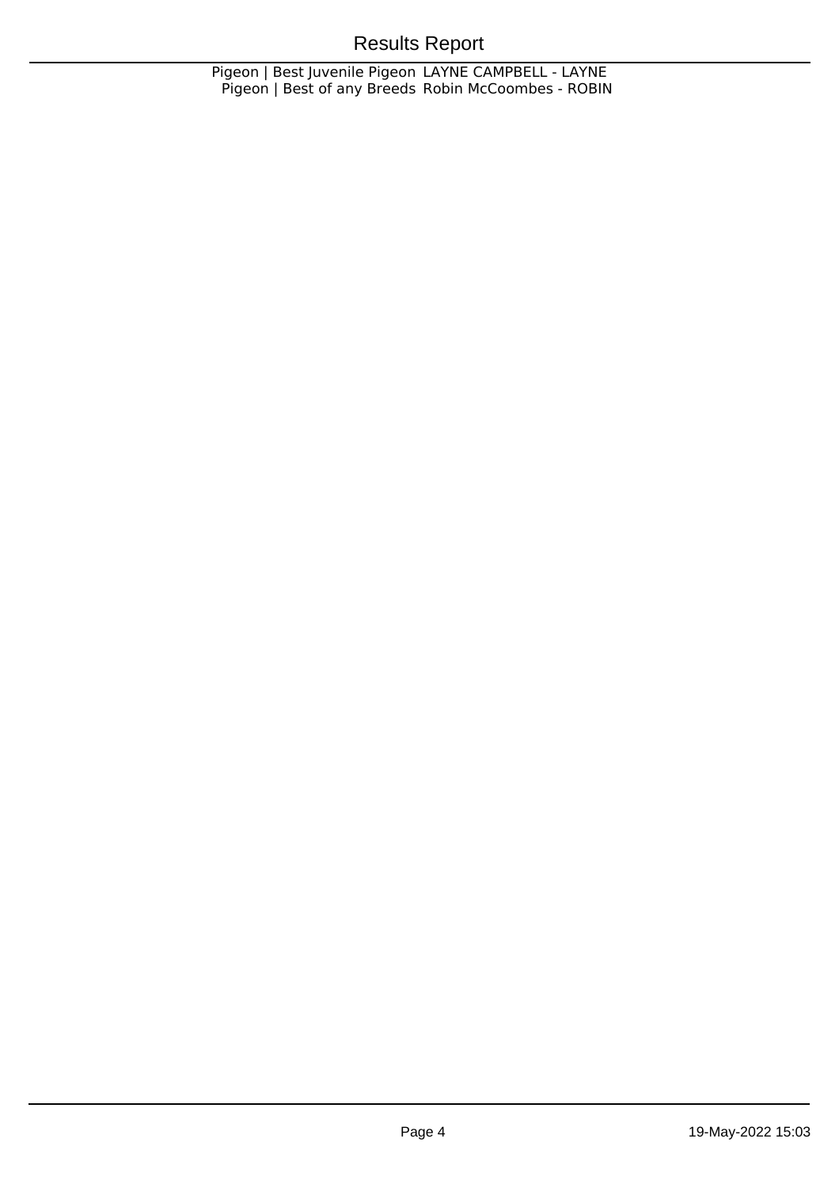| | |
|---|---|
| Pigeon \| Best Juvenile Pigeon | LAYNE CAMPBELL - LAYNE |
| Pigeon \| Best of any Breeds | Robin McCoombes - ROBIN |